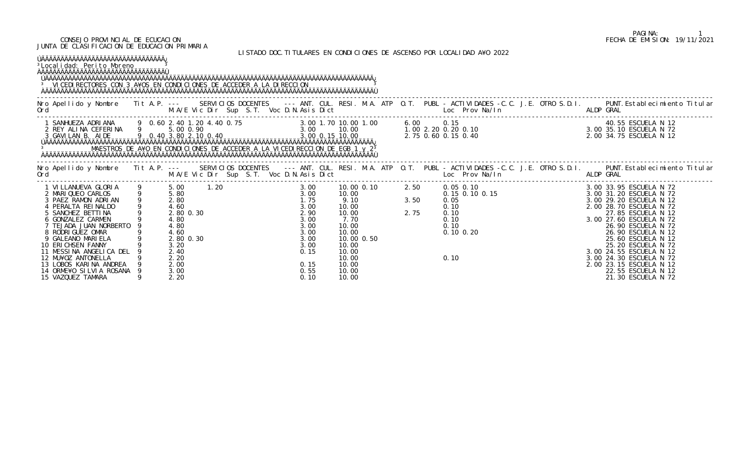CONSEJO PROVINCIAL DE ECUCACION
JUNTA DE CLASIFICACION DE EDUCACION PRIMARIA

FECHA DE EMISION: 19/11/2021

LISTADO DOC.TITULARES EN CONDICIONES DE ASCENSO POR LOCALIDAD A¥O 2022

**Localidad: Perito Moreno**

**VICEDIRECTORES CON 3 A¥OS EN CONDICIONES DE ACCEDER A LA DIRECCION**

| Nro Ord | Apellido y Nombre | Tit | A.P. | M.A/E | Vic Dir | Sup | S.T. | Voc D.N. | Asis | Dict | ANT. | CUL. | RESI. | M.A. | ATP | O.T. | PUBL | Loc | Prov | Na/In | C.C. | J.E. | OTRO | S.D.I. | ALDP | PUNT. GRAL | Establecimiento Titular |
|---|---|---|---|---|---|---|---|---|---|---|---|---|---|---|---|---|---|---|---|---|---|---|---|---|---|---|---|
| 1 | SANHUEZA ADRIANA | 9 | 0.60 | 2.40 | 1.20 | 4.40 | 0.75 | | | | 3.00 | 1.70 | 10.00 | 1.00 | | 6.00 | | 0.15 | | | | | | | | 40.55 | ESCUELA N 12 |
| 2 | REY ALINA CEFERINA | 9 | | 5.00 | 0.90 | | | | | | 3.00 | | 10.00 | | | 1.00 | 2.20 | 0.20 | 0.10 | | | | | | 3.00 | 35.10 | ESCUELA N 72 |
| 3 | GAVILAN B. AIDE | 9 | 0.40 | 3.80 | 2.10 | 0.40 | | | | | 3.00 | 0.15 | 10.00 | | | 2.75 | 0.60 | 0.15 | 0.40 | | | | | | 2.00 | 34.75 | ESCUELA N 12 |

**MAESTROS DE A¥O EN CONDICIONES DE ACCEDER A LA VICEDIRECCION DE EGB 1 y 2**

| Nro Ord | Apellido y Nombre | Tit | A.P. | M.A/E | Vic Dir | Sup | S.T. | Voc D.N. | Asis | Dict | ANT. | CUL. | RESI. | M.A. | ATP | O.T. | PUBL | Loc | Prov | Na/In | C.C. | J.E. | OTRO | S.D.I. | ALDP | PUNT. GRAL | Establecimiento Titular |
|---|---|---|---|---|---|---|---|---|---|---|---|---|---|---|---|---|---|---|---|---|---|---|---|---|---|---|---|
| 1 | VILLANUEVA GLORIA | 9 | | 5.00 | 1.20 | | | | | | 3.00 | | 10.00 | 0.10 | | 2.50 | | 0.05 | 0.10 | | | | | | 3.00 | 33.95 | ESCUELA N 72 |
| 2 | MARIQUEO CARLOS | 9 | | 5.80 | | | | | | | 3.00 | | 10.00 | | | | | 0.15 | 0.10 | 0.15 | | | | | 3.00 | 31.20 | ESCUELA N 72 |
| 3 | PAEZ RAMON ADRIAN | 9 | | 2.80 | | | | | | | 1.75 | | 9.10 | | | 3.50 | | 0.05 | | | | | | | 3.00 | 29.20 | ESCUELA N 12 |
| 4 | PERALTA REINALDO | 9 | | 4.60 | | | | | | | 3.00 | | 10.00 | | | | | 0.10 | | | | | | | 2.00 | 28.70 | ESCUELA N 72 |
| 5 | SANCHEZ BETTINA | 9 | | 2.80 | 0.30 | | | | | | 2.90 | | 10.00 | | | 2.75 | | 0.10 | | | | | | | | 27.85 | ESCUELA N 12 |
| 6 | GONZALEZ CARMEN | 9 | | 4.80 | | | | | | | 3.00 | | 7.70 | | | | | 0.10 | | | | | | | 3.00 | 27.60 | ESCUELA N 72 |
| 7 | TEJADA JUAN NORBERTO | 9 | | 4.80 | | | | | | | 3.00 | | 10.00 | | | | | 0.10 | | | | | | | | 26.90 | ESCUELA N 72 |
| 8 | RODRIGUEZ OMAR | 9 | | 4.60 | | | | | | | 3.00 | | 10.00 | | | | | 0.10 | 0.20 | | | | | | | 26.90 | ESCUELA N 12 |
| 9 | GALEANO MARIELA | 9 | | 2.80 | 0.30 | | | | | | 3.00 | | 10.00 | 0.50 | | | | | | | | | | | | 25.60 | ESCUELA N 12 |
| 10 | ERICHSEN FANNY | 9 | | 3.20 | | | | | | | 3.00 | | 10.00 | | | | | | | | | | | | | 25.20 | ESCUELA N 72 |
| 11 | MESSINA ANGELICA DEL | 9 | | 2.40 | | | | | | | 0.15 | | 10.00 | | | | | | | | | | | | 3.00 | 24.55 | ESCUELA N 12 |
| 12 | MU¥OZ ANTONELLA | 9 | | 2.20 | | | | | | | | | 10.00 | | | | | 0.10 | | | | | | | 3.00 | 24.30 | ESCUELA N 72 |
| 13 | LOBOS KARINA ANDREA | 9 | | 2.00 | | | | | | | 0.15 | | 10.00 | | | | | | | | | | | | 2.00 | 23.15 | ESCUELA N 12 |
| 14 | ORME¥O SILVIA ROSANA | 9 | | 3.00 | | | | | | | 0.55 | | 10.00 | | | | | | | | | | | | | 22.55 | ESCUELA N 12 |
| 15 | VAZQUEZ TAMARA | 9 | | 2.20 | | | | | | | 0.10 | | 10.00 | | | | | | | | | | | | | 21.30 | ESCUELA N 72 |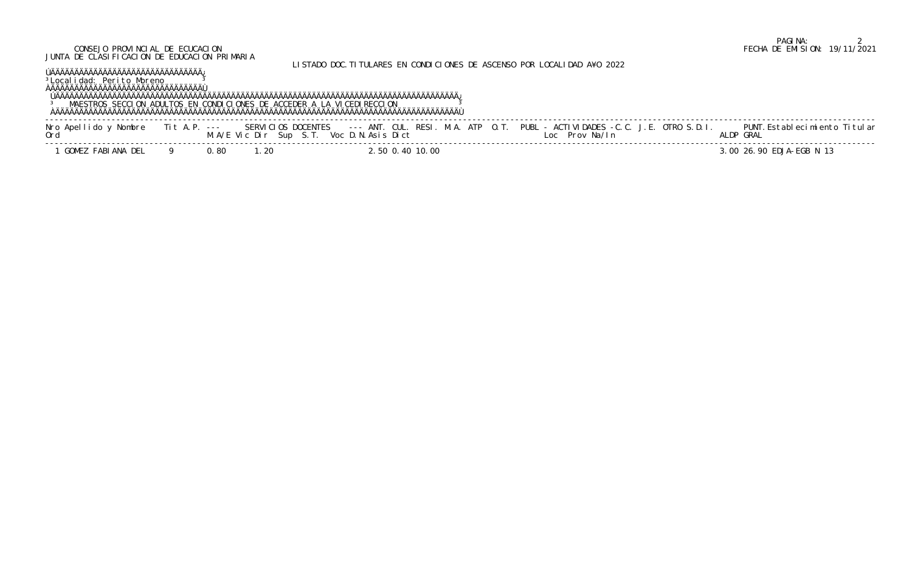CONSEJO PROVINCIAL DE ECUCACION
JUNTA DE CLASIFICACION DE EDUCACION PRIMARIA

FECHA DE EMISION: 19/11/2021

LISTADO DOC.TITULARES EN CONDICIONES DE ASCENSO POR LOCALIDAD A¥O 2022

Localidad: Perito Moreno

MAESTROS SECCION ADULTOS EN CONDICIONES DE ACCEDER A LA VICEDIRECCION

| Nro Ord | Apellido y Nombre | Tit | A.P. | SERVICIOS DOCENTES M.A/E | Vic Dir | Sup | S.T. | Voc D.N. | Asis | Dict | ANT. | CUL. | RESI. | M.A. | ATP | O.T. | PUBL | ACTIVIDADES - C.C. Loc | Prov | Na/In | J.E. | OTRO | S.D.I. | ALDP | PUNT. GRAL | Establecimiento Titular |
|---|---|---|---|---|---|---|---|---|---|---|---|---|---|---|---|---|---|---|---|---|---|---|---|---|---|---|
| 1 | GOMEZ FABIANA DEL | 9 | | 0.80 | 1.20 | | | | | | 2.50 | 0.40 | 10.00 | | | | | | | | | | | 3.00 | 26.90 | EDJA-EGB N 13 |